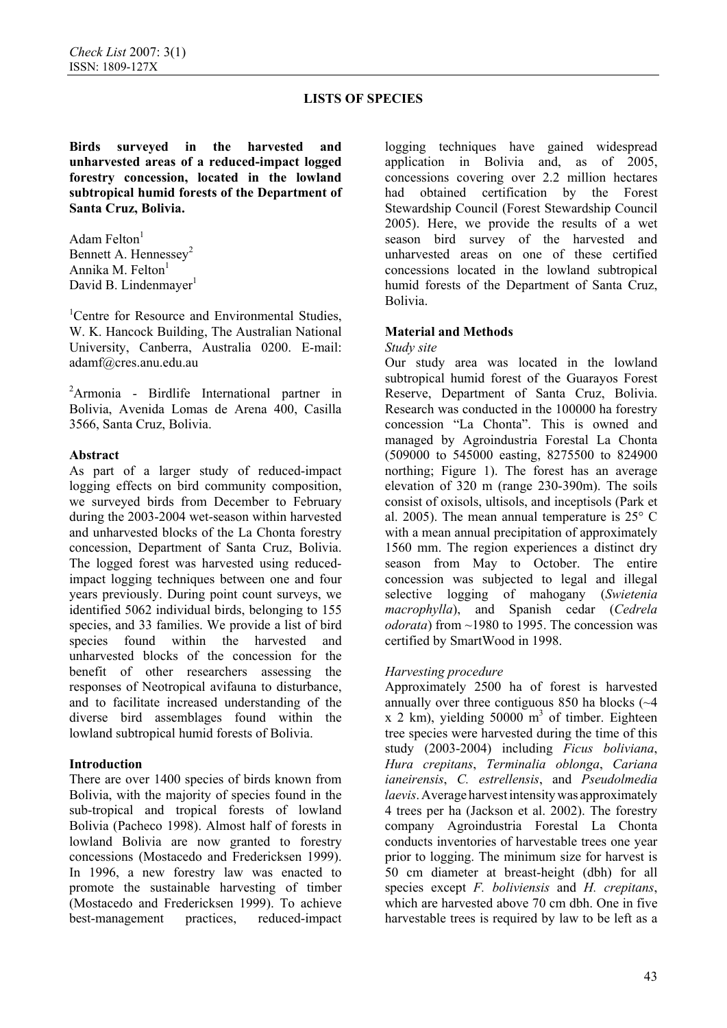**LISTS OF SPECIES**

**Birds surveyed in the harvested and unharvested areas of a reduced-impact logged forestry concession, located in the lowland subtropical humid forests of the Department of Santa Cruz, Bolivia.**

Adam Felton[1]
Bennett A. Hennessey[2]
Annika M. Felton[1]
David B. Lindenmayer[1]

[1]Centre for Resource and Environmental Studies, W. K. Hancock Building, The Australian National University, Canberra, Australia 0200. E-mail: adamf@cres.anu.edu.au

[2]Armonia - Birdlife International partner in Bolivia, Avenida Lomas de Arena 400, Casilla 3566, Santa Cruz, Bolivia.

**Abstract**

As part of a larger study of reduced-impact logging effects on bird community composition, we surveyed birds from December to February during the 2003-2004 wet-season within harvested and unharvested blocks of the La Chonta forestry concession, Department of Santa Cruz, Bolivia. The logged forest was harvested using reduced-impact logging techniques between one and four years previously. During point count surveys, we identified 5062 individual birds, belonging to 155 species, and 33 families. We provide a list of bird species found within the harvested and unharvested blocks of the concession for the benefit of other researchers assessing the responses of Neotropical avifauna to disturbance, and to facilitate increased understanding of the diverse bird assemblages found within the lowland subtropical humid forests of Bolivia.

**Introduction**

There are over 1400 species of birds known from Bolivia, with the majority of species found in the sub-tropical and tropical forests of lowland Bolivia (Pacheco 1998). Almost half of forests in lowland Bolivia are now granted to forestry concessions (Mostacedo and Fredericksen 1999). In 1996, a new forestry law was enacted to promote the sustainable harvesting of timber (Mostacedo and Fredericksen 1999). To achieve best-management practices, reduced-impact logging techniques have gained widespread application in Bolivia and, as of 2005, concessions covering over 2.2 million hectares had obtained certification by the Forest Stewardship Council (Forest Stewardship Council 2005). Here, we provide the results of a wet season bird survey of the harvested and unharvested areas on one of these certified concessions located in the lowland subtropical humid forests of the Department of Santa Cruz, Bolivia.

**Material and Methods**

*Study site*

Our study area was located in the lowland subtropical humid forest of the Guarayos Forest Reserve, Department of Santa Cruz, Bolivia. Research was conducted in the 100000 ha forestry concession "La Chonta". This is owned and managed by Agroindustria Forestal La Chonta (509000 to 545000 easting, 8275500 to 824900 northing; Figure 1). The forest has an average elevation of 320 m (range 230-390m). The soils consist of oxisols, ultisols, and inceptisols (Park et al. 2005). The mean annual temperature is 25° C with a mean annual precipitation of approximately 1560 mm. The region experiences a distinct dry season from May to October. The entire concession was subjected to legal and illegal selective logging of mahogany (*Swietenia macrophylla*), and Spanish cedar (*Cedrela odorata*) from ~1980 to 1995. The concession was certified by SmartWood in 1998.

*Harvesting procedure*

Approximately 2500 ha of forest is harvested annually over three contiguous 850 ha blocks (~4 x 2 km), yielding 50000 $m^3$ of timber. Eighteen tree species were harvested during the time of this study (2003-2004) including *Ficus boliviana*, *Hura crepitans*, *Terminalia oblonga*, *Cariana ianeirensis*, *C. estrellensis*, and *Pseudolmedia laevis*. Average harvest intensity was approximately 4 trees per ha (Jackson et al. 2002). The forestry company Agroindustria Forestal La Chonta conducts inventories of harvestable trees one year prior to logging. The minimum size for harvest is 50 cm diameter at breast-height (dbh) for all species except *F. boliviensis* and *H. crepitans*, which are harvested above 70 cm dbh. One in five harvestable trees is required by law to be left as a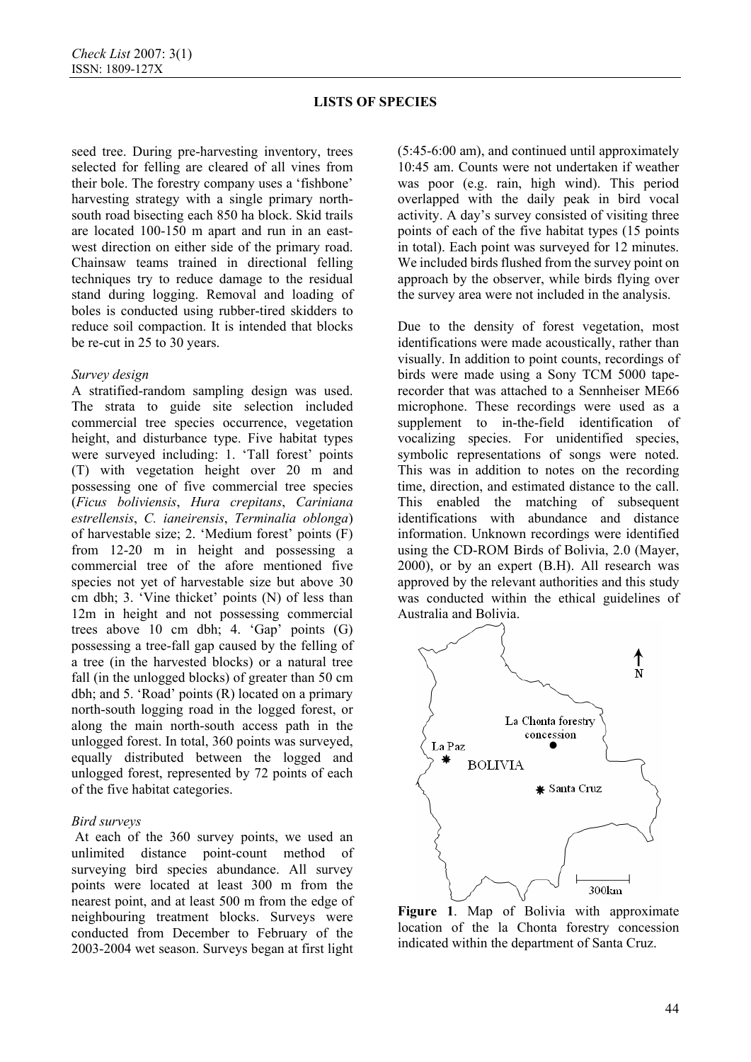seed tree. During pre-harvesting inventory, trees selected for felling are cleared of all vines from their bole. The forestry company uses a 'fishbone' harvesting strategy with a single primary north-south road bisecting each 850 ha block. Skid trails are located 100-150 m apart and run in an east-west direction on either side of the primary road. Chainsaw teams trained in directional felling techniques try to reduce damage to the residual stand during logging. Removal and loading of boles is conducted using rubber-tired skidders to reduce soil compaction. It is intended that blocks be re-cut in 25 to 30 years.

### *Survey design*

A stratified-random sampling design was used. The strata to guide site selection included commercial tree species occurrence, vegetation height, and disturbance type. Five habitat types were surveyed including: 1. 'Tall forest' points (T) with vegetation height over 20 m and possessing one of five commercial tree species (*Ficus boliviensis*, *Hura crepitans*, *Cariniana estrellensis*, *C. ianeirensis*, *Terminalia oblonga*) of harvestable size; 2. 'Medium forest' points (F) from 12-20 m in height and possessing a commercial tree of the afore mentioned five species not yet of harvestable size but above 30 cm dbh; 3. 'Vine thicket' points (N) of less than 12m in height and not possessing commercial trees above 10 cm dbh; 4. 'Gap' points (G) possessing a tree-fall gap caused by the felling of a tree (in the harvested blocks) or a natural tree fall (in the unlogged blocks) of greater than 50 cm dbh; and 5. 'Road' points (R) located on a primary north-south logging road in the logged forest, or along the main north-south access path in the unlogged forest. In total, 360 points was surveyed, equally distributed between the logged and unlogged forest, represented by 72 points of each of the five habitat categories.

### *Bird surveys*

At each of the 360 survey points, we used an unlimited distance point-count method of surveying bird species abundance. All survey points were located at least 300 m from the nearest point, and at least 500 m from the edge of neighbouring treatment blocks. Surveys were conducted from December to February of the 2003-2004 wet season. Surveys began at first light (5:45-6:00 am), and continued until approximately 10:45 am. Counts were not undertaken if weather was poor (e.g. rain, high wind). This period overlapped with the daily peak in bird vocal activity. A day's survey consisted of visiting three points of each of the five habitat types (15 points in total). Each point was surveyed for 12 minutes. We included birds flushed from the survey point on approach by the observer, while birds flying over the survey area were not included in the analysis.

Due to the density of forest vegetation, most identifications were made acoustically, rather than visually. In addition to point counts, recordings of birds were made using a Sony TCM 5000 tape-recorder that was attached to a Sennheiser ME66 microphone. These recordings were used as a supplement to in-the-field identification of vocalizing species. For unidentified species, symbolic representations of songs were noted. This was in addition to notes on the recording time, direction, and estimated distance to the call. This enabled the matching of subsequent identifications with abundance and distance information. Unknown recordings were identified using the CD-ROM Birds of Bolivia, 2.0 (Mayer, 2000), or by an expert (B.H). All research was approved by the relevant authorities and this study was conducted within the ethical guidelines of Australia and Bolivia.

**Figure 1**. Map of Bolivia with approximate location of the la Chonta forestry concession indicated within the department of Santa Cruz.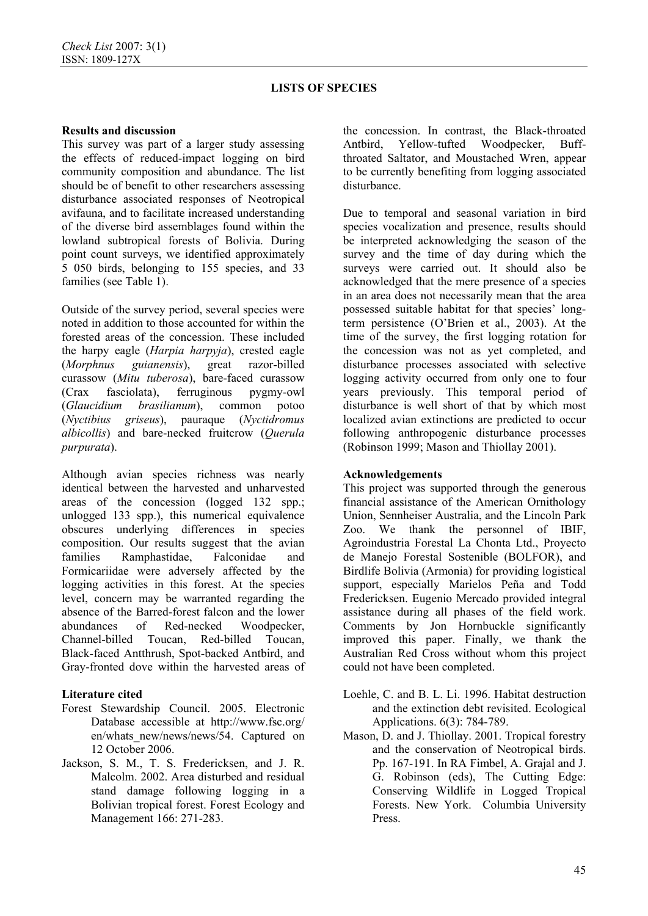### LISTS OF SPECIES

**Results and discussion**

This survey was part of a larger study assessing the effects of reduced-impact logging on bird community composition and abundance. The list should be of benefit to other researchers assessing disturbance associated responses of Neotropical avifauna, and to facilitate increased understanding of the diverse bird assemblages found within the lowland subtropical forests of Bolivia. During point count surveys, we identified approximately 5 050 birds, belonging to 155 species, and 33 families (see Table 1).

Outside of the survey period, several species were noted in addition to those accounted for within the forested areas of the concession. These included the harpy eagle (*Harpia harpyja*), crested eagle (*Morphnus guianensis*), great razor-billed curassow (*Mitu tuberosa*), bare-faced curassow (Crax fasciolata), ferruginous pygmy-owl (*Glaucidium brasilianum*), common potoo (*Nyctibius griseus*), pauraque (*Nyctidromus albicollis*) and bare-necked fruitcrow (*Querula purpurata*).

Although avian species richness was nearly identical between the harvested and unharvested areas of the concession (logged 132 spp.; unlogged 133 spp.), this numerical equivalence obscures underlying differences in species composition. Our results suggest that the avian families Ramphastidae, Falconidae and Formicariidae were adversely affected by the logging activities in this forest. At the species level, concern may be warranted regarding the absence of the Barred-forest falcon and the lower abundances of Red-necked Woodpecker, Channel-billed Toucan, Red-billed Toucan, Black-faced Antthrush, Spot-backed Antbird, and Gray-fronted dove within the harvested areas of the concession. In contrast, the Black-throated Antbird, Yellow-tufted Woodpecker, Buff-throated Saltator, and Moustached Wren, appear to be currently benefiting from logging associated disturbance.

Due to temporal and seasonal variation in bird species vocalization and presence, results should be interpreted acknowledging the season of the survey and the time of day during which the surveys were carried out. It should also be acknowledged that the mere presence of a species in an area does not necessarily mean that the area possessed suitable habitat for that species' long-term persistence (O'Brien et al., 2003). At the time of the survey, the first logging rotation for the concession was not as yet completed, and disturbance processes associated with selective logging activity occurred from only one to four years previously. This temporal period of disturbance is well short of that by which most localized avian extinctions are predicted to occur following anthropogenic disturbance processes (Robinson 1999; Mason and Thiollay 2001).

**Acknowledgements**

This project was supported through the generous financial assistance of the American Ornithology Union, Sennheiser Australia, and the Lincoln Park Zoo. We thank the personnel of IBIF, Agroindustria Forestal La Chonta Ltd., Proyecto de Manejo Forestal Sostenible (BOLFOR), and Birdlife Bolivia (Armonia) for providing logistical support, especially Marielos Peña and Todd Fredericksen. Eugenio Mercado provided integral assistance during all phases of the field work. Comments by Jon Hornbuckle significantly improved this paper. Finally, we thank the Australian Red Cross without whom this project could not have been completed.

**Literature cited**

Forest Stewardship Council. 2005. Electronic Database accessible at http://www.fsc.org/en/whats_new/news/news/54. Captured on 12 October 2006.

Jackson, S. M., T. S. Fredericksen, and J. R. Malcolm. 2002. Area disturbed and residual stand damage following logging in a Bolivian tropical forest. Forest Ecology and Management 166: 271-283.

Loehle, C. and B. L. Li. 1996. Habitat destruction and the extinction debt revisited. Ecological Applications. 6(3): 784-789.

Mason, D. and J. Thiollay. 2001. Tropical forestry and the conservation of Neotropical birds. Pp. 167-191. In RA Fimbel, A. Grajal and J. G. Robinson (eds), The Cutting Edge: Conserving Wildlife in Logged Tropical Forests. New York. Columbia University Press.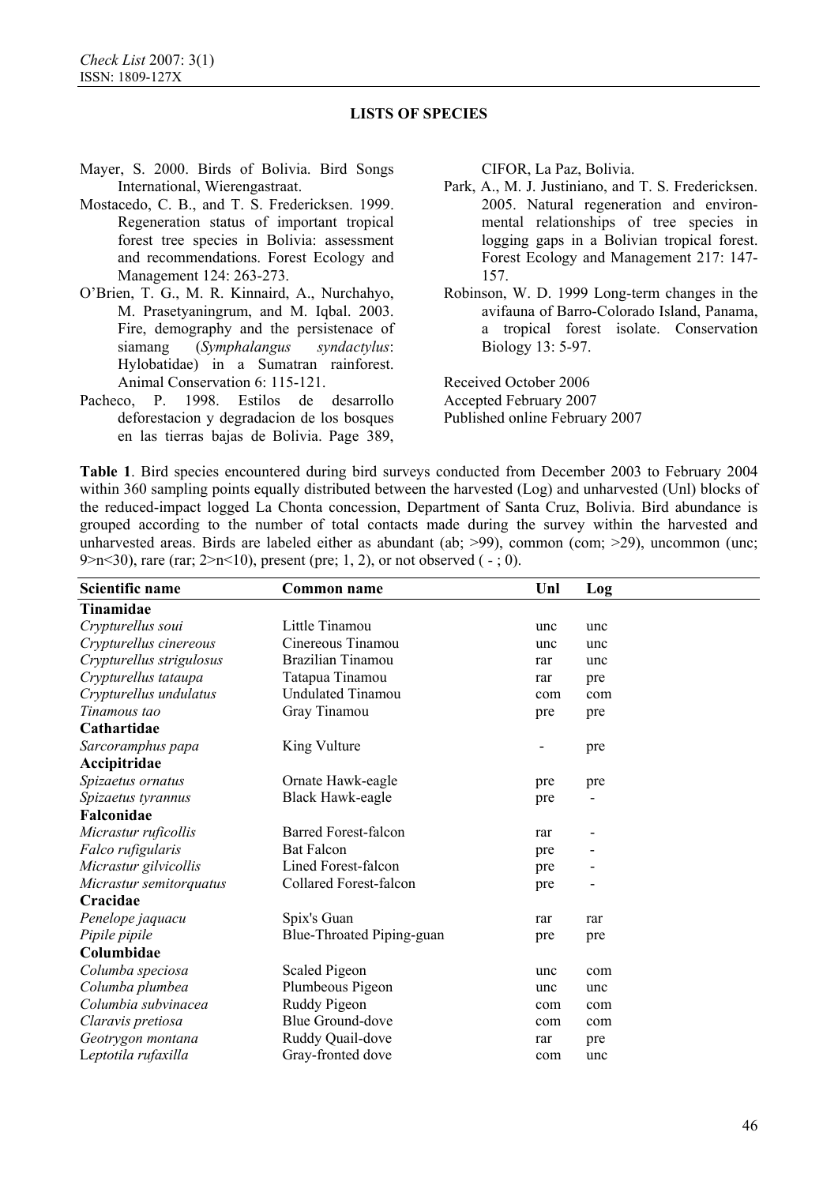Mayer, S. 2000. Birds of Bolivia. Bird Songs International, Wierengastraat.

Mostacedo, C. B., and T. S. Fredericksen. 1999. Regeneration status of important tropical forest tree species in Bolivia: assessment and recommendations. Forest Ecology and Management 124: 263-273.

O'Brien, T. G., M. R. Kinnaird, A., Nurchahyo, M. Prasetyaningrum, and M. Iqbal. 2003. Fire, demography and the persistenace of siamang (*Symphalangus syndactylus*: Hylobatidae) in a Sumatran rainforest. Animal Conservation 6: 115-121.

Pacheco, P. 1998. Estilos de desarrollo deforestacion y degradacion de los bosques en las tierras bajas de Bolivia. Page 389, CIFOR, La Paz, Bolivia.

Park, A., M. J. Justiniano, and T. S. Fredericksen. 2005. Natural regeneration and environmental relationships of tree species in logging gaps in a Bolivian tropical forest. Forest Ecology and Management 217: 147-157.

Robinson, W. D. 1999 Long-term changes in the avifauna of Barro-Colorado Island, Panama, a tropical forest isolate. Conservation Biology 13: 5-97.

Received October 2006
Accepted February 2007
Published online February 2007

**Table 1**. Bird species encountered during bird surveys conducted from December 2003 to February 2004 within 360 sampling points equally distributed between the harvested (Log) and unharvested (Unl) blocks of the reduced-impact logged La Chonta concession, Department of Santa Cruz, Bolivia. Bird abundance is grouped according to the number of total contacts made during the survey within the harvested and unharvested areas. Birds are labeled either as abundant (ab; >99), common (com; >29), uncommon (unc; 9>n<30), rare (rar; 2>n<10), present (pre; 1, 2), or not observed ( - ; 0).

| Scientific name | Common name | Unl | Log |
|---|---|---|---|
| **Tinamidae** | | | |
| *Crypturellus soui* | Little Tinamou | unc | unc |
| *Crypturellus cinereous* | Cinereous Tinamou | unc | unc |
| *Crypturellus strigulosus* | Brazilian Tinamou | rar | unc |
| *Crypturellus tataupa* | Tatapua Tinamou | rar | pre |
| *Crypturellus undulatus* | Undulated Tinamou | com | com |
| *Tinamous tao* | Gray Tinamou | pre | pre |
| **Cathartidae** | | | |
| *Sarcoramphus papa* | King Vulture | - | pre |
| **Accipitridae** | | | |
| *Spizaetus ornatus* | Ornate Hawk-eagle | pre | pre |
| *Spizaetus tyrannus* | Black Hawk-eagle | pre | - |
| **Falconidae** | | | |
| *Micrastur ruficollis* | Barred Forest-falcon | rar | - |
| *Falco rufigularis* | Bat Falcon | pre | - |
| *Micrastur gilvicollis* | Lined Forest-falcon | pre | - |
| *Micrastur semitorquatus* | Collared Forest-falcon | pre | - |
| **Cracidae** | | | |
| *Penelope jaquacu* | Spix's Guan | rar | rar |
| *Pipile pipile* | Blue-Throated Piping-guan | pre | pre |
| **Columbidae** | | | |
| *Columba speciosa* | Scaled Pigeon | unc | com |
| *Columba plumbea* | Plumbeous Pigeon | unc | unc |
| *Columbia subvinacea* | Ruddy Pigeon | com | com |
| *Claravis pretiosa* | Blue Ground-dove | com | com |
| *Geotrygon montana* | Ruddy Quail-dove | rar | pre |
| *Leptotila rufaxilla* | Gray-fronted dove | com | unc |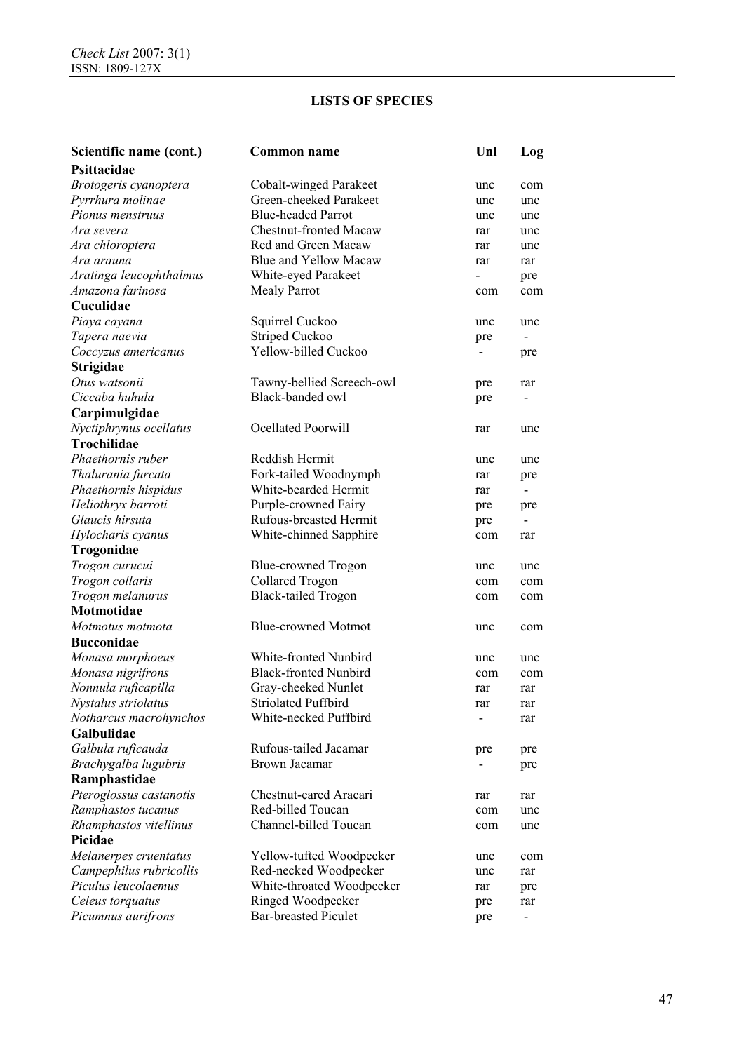## LISTS OF SPECIES

| Scientific name (cont.) | Common name | Unl | Log |
|---|---|---|---|
| **Psittacidae** | | | |
| *Brotogeris cyanoptera* | Cobalt-winged Parakeet | unc | com |
| *Pyrrhura molinae* | Green-cheeked Parakeet | unc | unc |
| *Pionus menstruus* | Blue-headed Parrot | unc | unc |
| *Ara severa* | Chestnut-fronted Macaw | rar | unc |
| *Ara chloroptera* | Red and Green Macaw | rar | unc |
| *Ara arauna* | Blue and Yellow Macaw | rar | rar |
| *Aratinga leucophthalmus* | White-eyed Parakeet | - | pre |
| *Amazona farinosa* | Mealy Parrot | com | com |
| **Cuculidae** | | | |
| *Piaya cayana* | Squirrel Cuckoo | unc | unc |
| *Tapera naevia* | Striped Cuckoo | pre | - |
| *Coccyzus americanus* | Yellow-billed Cuckoo | - | pre |
| **Strigidae** | | | |
| *Otus watsonii* | Tawny-bellied Screech-owl | pre | rar |
| *Ciccaba huhula* | Black-banded owl | pre | - |
| **Carpimulgidae** | | | |
| *Nyctiphrynus ocellatus* | Ocellated Poorwill | rar | unc |
| **Trochilidae** | | | |
| *Phaethornis ruber* | Reddish Hermit | unc | unc |
| *Thalurania furcata* | Fork-tailed Woodnymph | rar | pre |
| *Phaethornis hispidus* | White-bearded Hermit | rar | - |
| *Heliothryx barroti* | Purple-crowned Fairy | pre | pre |
| *Glaucis hirsuta* | Rufous-breasted Hermit | pre | - |
| *Hylocharis cyanus* | White-chinned Sapphire | com | rar |
| **Trogonidae** | | | |
| *Trogon curucui* | Blue-crowned Trogon | unc | unc |
| *Trogon collaris* | Collared Trogon | com | com |
| *Trogon melanurus* | Black-tailed Trogon | com | com |
| **Motmotidae** | | | |
| *Motmotus motmota* | Blue-crowned Motmot | unc | com |
| **Bucconidae** | | | |
| *Monasa morphoeus* | White-fronted Nunbird | unc | unc |
| *Monasa nigrifrons* | Black-fronted Nunbird | com | com |
| *Nonnula ruficapilla* | Gray-cheeked Nunlet | rar | rar |
| *Nystalus striolatus* | Striolated Puffbird | rar | rar |
| *Notharcus macrohynchos* | White-necked Puffbird | - | rar |
| **Galbulidae** | | | |
| *Galbula ruficauda* | Rufous-tailed Jacamar | pre | pre |
| *Brachygalba lugubris* | Brown Jacamar | - | pre |
| **Ramphastidae** | | | |
| *Pteroglossus castanotis* | Chestnut-eared Aracari | rar | rar |
| *Ramphastos tucanus* | Red-billed Toucan | com | unc |
| *Rhamphastos vitellinus* | Channel-billed Toucan | com | unc |
| **Picidae** | | | |
| *Melanerpes cruentatus* | Yellow-tufted Woodpecker | unc | com |
| *Campephilus rubricollis* | Red-necked Woodpecker | unc | rar |
| *Piculus leucolaemus* | White-throated Woodpecker | rar | pre |
| *Celeus torquatus* | Ringed Woodpecker | pre | rar |
| *Picumnus aurifrons* | Bar-breasted Piculet | pre | - |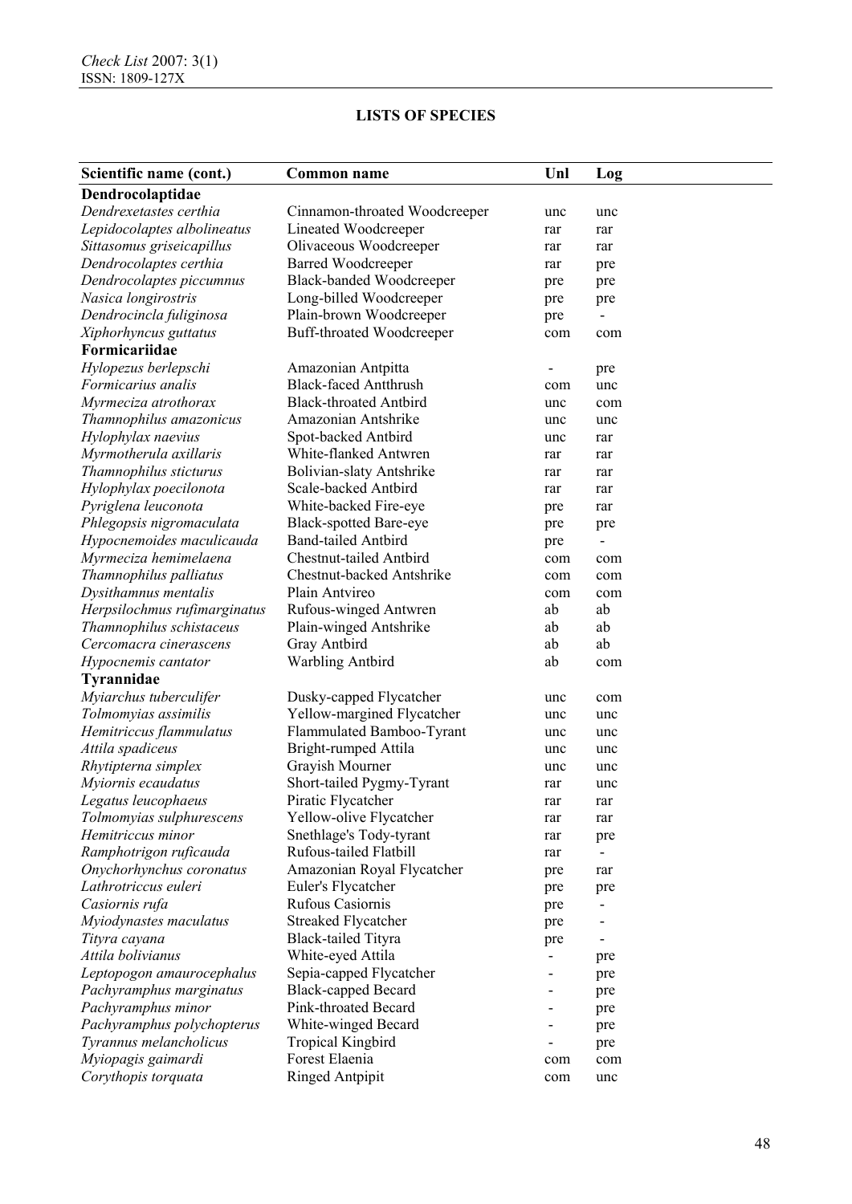## LISTS OF SPECIES

| Scientific name (cont.) | Common name | Unl | Log |
|---|---|---|---|
| **Dendrocolaptidae** | | | |
| *Dendrexetastes certhia* | Cinnamon-throated Woodcreeper | unc | unc |
| *Lepidocolaptes albolineatus* | Lineated Woodcreeper | rar | rar |
| *Sittasomus griseicapillus* | Olivaceous Woodcreeper | rar | rar |
| *Dendrocolaptes certhia* | Barred Woodcreeper | rar | pre |
| *Dendrocolaptes piccumnus* | Black-banded Woodcreeper | pre | pre |
| *Nasica longirostris* | Long-billed Woodcreeper | pre | pre |
| *Dendrocincla fuliginosa* | Plain-brown Woodcreeper | pre | - |
| *Xiphorhyncus guttatus* | Buff-throated Woodcreeper | com | com |
| **Formicariidae** | | | |
| *Hylopezus berlepschi* | Amazonian Antpitta | - | pre |
| *Formicarius analis* | Black-faced Antthrush | com | unc |
| *Myrmeciza atrothorax* | Black-throated Antbird | unc | com |
| *Thamnophilus amazonicus* | Amazonian Antshrike | unc | unc |
| *Hylophylax naevius* | Spot-backed Antbird | unc | rar |
| *Myrmotherula axillaris* | White-flanked Antwren | rar | rar |
| *Thamnophilus sticturus* | Bolivian-slaty Antshrike | rar | rar |
| *Hylophylax poecilonota* | Scale-backed Antbird | rar | rar |
| *Pyriglena leuconota* | White-backed Fire-eye | pre | rar |
| *Phlegopsis nigromaculata* | Black-spotted Bare-eye | pre | pre |
| *Hypocnemoides maculicauda* | Band-tailed Antbird | pre | - |
| *Myrmeciza hemimelaena* | Chestnut-tailed Antbird | com | com |
| *Thamnophilus palliatus* | Chestnut-backed Antshrike | com | com |
| *Dysithamnus mentalis* | Plain Antvireo | com | com |
| *Herpsilochmus rufimarginatus* | Rufous-winged Antwren | ab | ab |
| *Thamnophilus schistaceus* | Plain-winged Antshrike | ab | ab |
| *Cercomacra cinerascens* | Gray Antbird | ab | ab |
| *Hypocnemis cantator* | Warbling Antbird | ab | com |
| **Tyrannidae** | | | |
| *Myiarchus tuberculifer* | Dusky-capped Flycatcher | unc | com |
| *Tolmomyias assimilis* | Yellow-margined Flycatcher | unc | unc |
| *Hemitriccus flammulatus* | Flammulated Bamboo-Tyrant | unc | unc |
| *Attila spadiceus* | Bright-rumped Attila | unc | unc |
| *Rhytipterna simplex* | Grayish Mourner | unc | unc |
| *Myiornis ecaudatus* | Short-tailed Pygmy-Tyrant | rar | unc |
| *Legatus leucophaeus* | Piratic Flycatcher | rar | rar |
| *Tolmomyias sulphurescens* | Yellow-olive Flycatcher | rar | rar |
| *Hemitriccus minor* | Snethlage's Tody-tyrant | rar | pre |
| *Ramphotrigon ruficauda* | Rufous-tailed Flatbill | rar | - |
| *Onychorhynchus coronatus* | Amazonian Royal Flycatcher | pre | rar |
| *Lathrotriccus euleri* | Euler's Flycatcher | pre | pre |
| *Casiornis rufa* | Rufous Casiornis | pre | - |
| *Myiodynastes maculatus* | Streaked Flycatcher | pre | - |
| *Tityra cayana* | Black-tailed Tityra | pre | - |
| *Attila bolivianus* | White-eyed Attila | - | pre |
| *Leptopogon amaurocephalus* | Sepia-capped Flycatcher | - | pre |
| *Pachyramphus marginatus* | Black-capped Becard | - | pre |
| *Pachyramphus minor* | Pink-throated Becard | - | pre |
| *Pachyramphus polychopterus* | White-winged Becard | - | pre |
| *Tyrannus melancholicus* | Tropical Kingbird | - | pre |
| *Myiopagis gaimardi* | Forest Elaenia | com | com |
| *Corythopis torquata* | Ringed Antpipit | com | unc |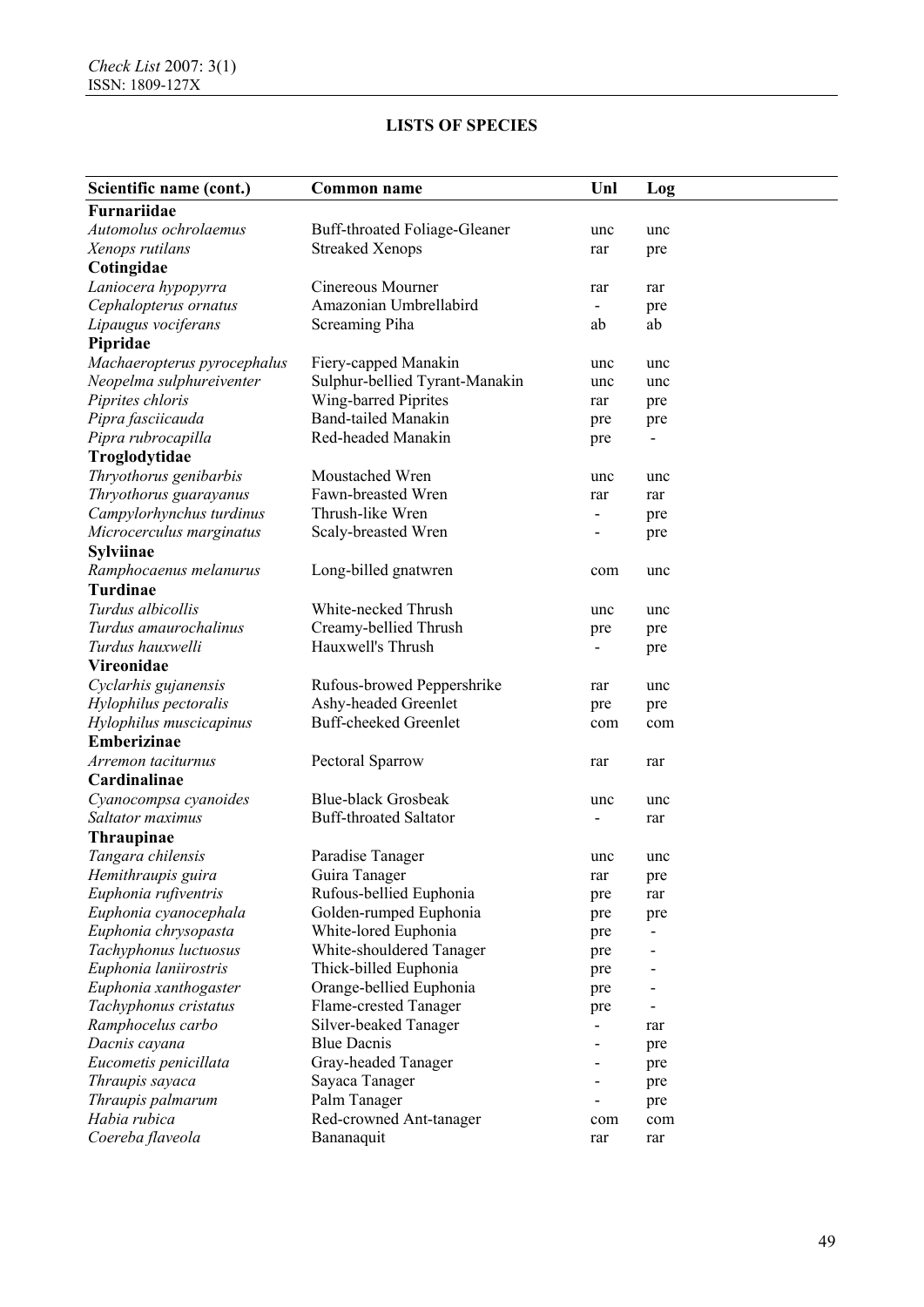## LISTS OF SPECIES

| Scientific name (cont.) | Common name | Unl | Log |
|---|---|---|---|
| **Furnariidae** | | | |
| *Automolus ochrolaemus* | Buff-throated Foliage-Gleaner | unc | unc |
| *Xenops rutilans* | Streaked Xenops | rar | pre |
| **Cotingidae** | | | |
| *Laniocera hypopyrra* | Cinereous Mourner | rar | rar |
| *Cephalopterus ornatus* | Amazonian Umbrellabird | - | pre |
| *Lipaugus vociferans* | Screaming Piha | ab | ab |
| **Pipridae** | | | |
| *Machaeropterus pyrocephalus* | Fiery-capped Manakin | unc | unc |
| *Neopelma sulphureiventer* | Sulphur-bellied Tyrant-Manakin | unc | unc |
| *Piprites chloris* | Wing-barred Piprites | rar | pre |
| *Pipra fasciicauda* | Band-tailed Manakin | pre | pre |
| *Pipra rubrocapilla* | Red-headed Manakin | pre | - |
| **Troglodytidae** | | | |
| *Thryothorus genibarbis* | Moustached Wren | unc | unc |
| *Thryothorus guarayanus* | Fawn-breasted Wren | rar | rar |
| *Campylorhynchus turdinus* | Thrush-like Wren | - | pre |
| *Microcerculus marginatus* | Scaly-breasted Wren | - | pre |
| **Sylviinae** | | | |
| *Ramphocaenus melanurus* | Long-billed gnatwren | com | unc |
| **Turdinae** | | | |
| *Turdus albicollis* | White-necked Thrush | unc | unc |
| *Turdus amaurochalinus* | Creamy-bellied Thrush | pre | pre |
| *Turdus hauxwelli* | Hauxwell's Thrush | - | pre |
| **Vireonidae** | | | |
| *Cyclarhis gujanensis* | Rufous-browed Peppershrike | rar | unc |
| *Hylophilus pectoralis* | Ashy-headed Greenlet | pre | pre |
| *Hylophilus muscicapinus* | Buff-cheeked Greenlet | com | com |
| **Emberizinae** | | | |
| *Arremon taciturnus* | Pectoral Sparrow | rar | rar |
| **Cardinalinae** | | | |
| *Cyanocompsa cyanoides* | Blue-black Grosbeak | unc | unc |
| *Saltator maximus* | Buff-throated Saltator | - | rar |
| **Thraupinae** | | | |
| *Tangara chilensis* | Paradise Tanager | unc | unc |
| *Hemithraupis guira* | Guira Tanager | rar | pre |
| *Euphonia rufiventris* | Rufous-bellied Euphonia | pre | rar |
| *Euphonia cyanocephala* | Golden-rumped Euphonia | pre | pre |
| *Euphonia chrysopasta* | White-lored Euphonia | pre | - |
| *Tachyphonus luctuosus* | White-shouldered Tanager | pre | - |
| *Euphonia laniirostris* | Thick-billed Euphonia | pre | - |
| *Euphonia xanthogaster* | Orange-bellied Euphonia | pre | - |
| *Tachyphonus cristatus* | Flame-crested Tanager | pre | - |
| *Ramphocelus carbo* | Silver-beaked Tanager | - | rar |
| *Dacnis cayana* | Blue Dacnis | - | pre |
| *Eucometis penicillata* | Gray-headed Tanager | - | pre |
| *Thraupis sayaca* | Sayaca Tanager | - | pre |
| *Thraupis palmarum* | Palm Tanager | - | pre |
| *Habia rubica* | Red-crowned Ant-tanager | com | com |
| *Coereba flaveola* | Bananaquit | rar | rar |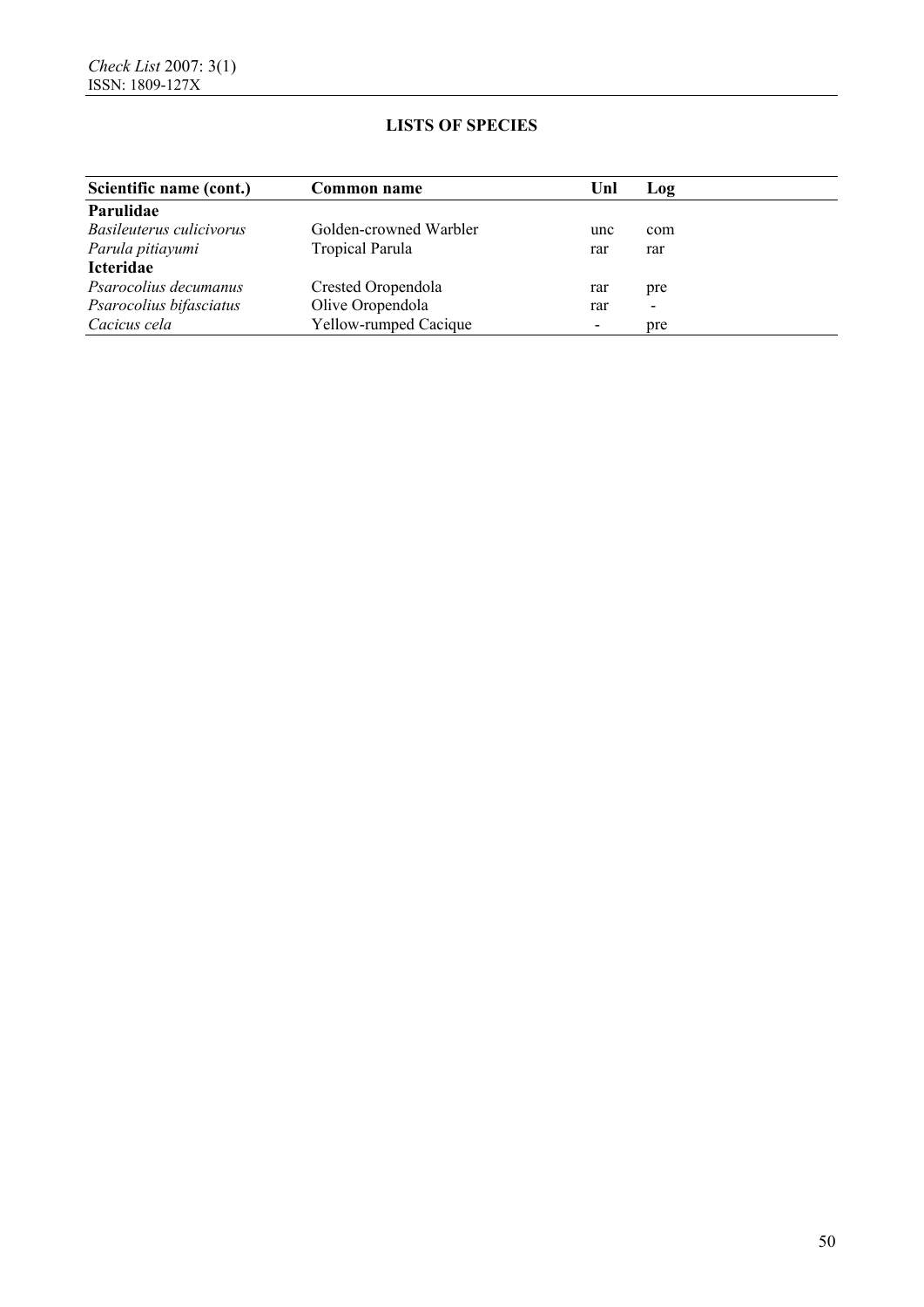## LISTS OF SPECIES

| Scientific name (cont.) | Common name | Unl | Log |
|---|---|---|---|
| **Parulidae** | | | |
| *Basileuterus culicivorus* | Golden-crowned Warbler | unc | com |
| *Parula pitiayumi* | Tropical Parula | rar | rar |
| **Icteridae** | | | |
| *Psarocolius decumanus* | Crested Oropendola | rar | pre |
| *Psarocolius bifasciatus* | Olive Oropendola | rar | - |
| *Cacicus cela* | Yellow-rumped Cacique | - | pre |